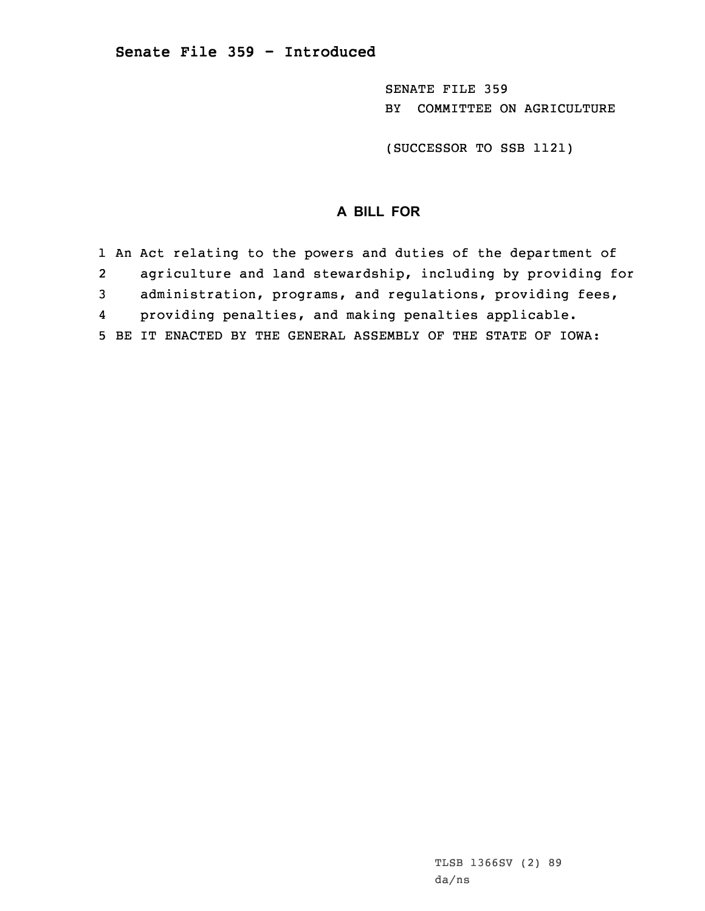# Senate File 359 - Introduced

SENATE FILE 359
BY COMMITTEE ON AGRICULTURE

(SUCCESSOR TO SSB 1121)

## A BILL FOR

1 An Act relating to the powers and duties of the department of
2 agriculture and land stewardship, including by providing for
3 administration, programs, and regulations, providing fees,
4 providing penalties, and making penalties applicable.
5 BE IT ENACTED BY THE GENERAL ASSEMBLY OF THE STATE OF IOWA:

TLSB 1366SV (2) 89
da/ns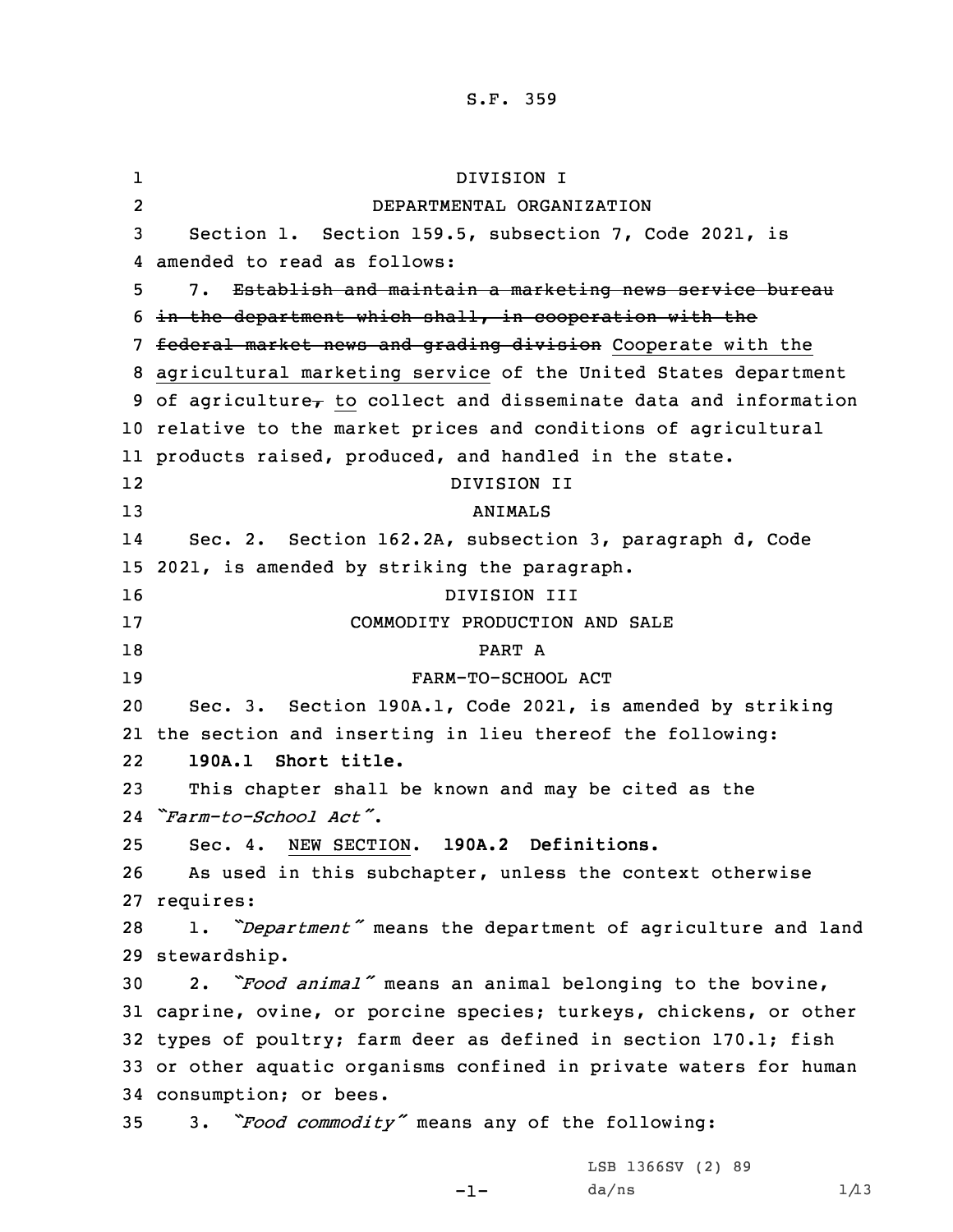DIVISION I

DEPARTMENTAL ORGANIZATION

Section 1. Section 159.5, subsection 7, Code 2021, is amended to read as follows:

7. ~~Establish and maintain a marketing news service bureau in the department which shall, in cooperation with the federal market news and grading division~~ Cooperate with the agricultural marketing service of the United States department of agriculture~~,~~ to collect and disseminate data and information relative to the market prices and conditions of agricultural products raised, produced, and handled in the state.

DIVISION II

ANIMALS

Sec. 2. Section 162.2A, subsection 3, paragraph d, Code 2021, is amended by striking the paragraph.

DIVISION III

COMMODITY PRODUCTION AND SALE

PART A

FARM-TO-SCHOOL ACT

Sec. 3. Section 190A.1, Code 2021, is amended by striking the section and inserting in lieu thereof the following:

**190A.1 Short title.**

This chapter shall be known and may be cited as the *"Farm-to-School Act"*.

Sec. 4. NEW SECTION. **190A.2 Definitions.**

As used in this subchapter, unless the context otherwise requires:

1. *"Department"* means the department of agriculture and land stewardship.

2. *"Food animal"* means an animal belonging to the bovine, caprine, ovine, or porcine species; turkeys, chickens, or other types of poultry; farm deer as defined in section 170.1; fish or other aquatic organisms confined in private waters for human consumption; or bees.

3. *"Food commodity"* means any of the following: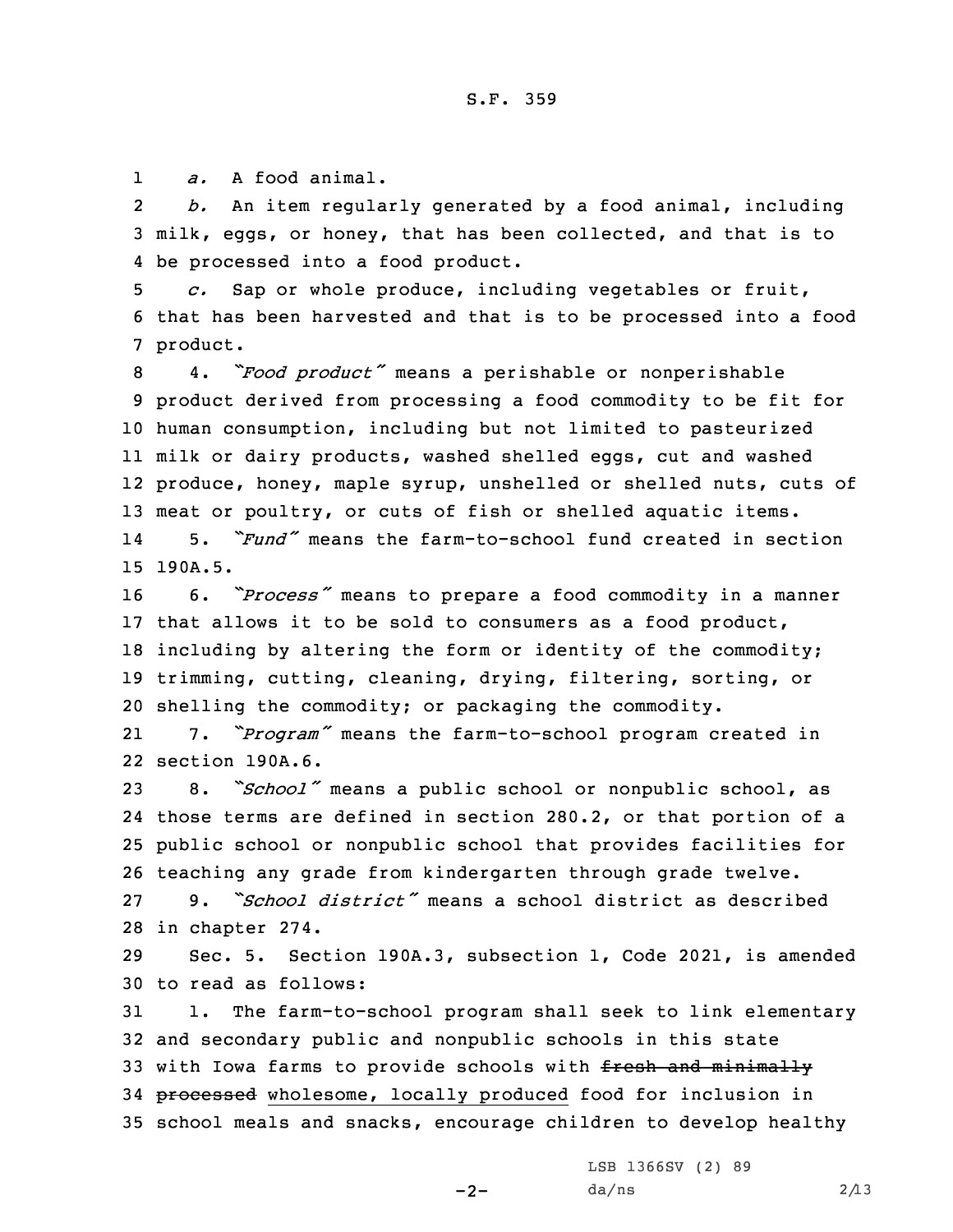*a.* A food animal.

*b.* An item regularly generated by a food animal, including milk, eggs, or honey, that has been collected, and that is to be processed into a food product.

*c.* Sap or whole produce, including vegetables or fruit, that has been harvested and that is to be processed into a food product.

4. *"Food product"* means a perishable or nonperishable product derived from processing a food commodity to be fit for human consumption, including but not limited to pasteurized milk or dairy products, washed shelled eggs, cut and washed produce, honey, maple syrup, unshelled or shelled nuts, cuts of meat or poultry, or cuts of fish or shelled aquatic items.

5. *"Fund"* means the farm-to-school fund created in section 190A.5.

6. *"Process"* means to prepare a food commodity in a manner that allows it to be sold to consumers as a food product, including by altering the form or identity of the commodity; trimming, cutting, cleaning, drying, filtering, sorting, or shelling the commodity; or packaging the commodity.

7. *"Program"* means the farm-to-school program created in section 190A.6.

8. *"School"* means a public school or nonpublic school, as those terms are defined in section 280.2, or that portion of a public school or nonpublic school that provides facilities for teaching any grade from kindergarten through grade twelve.

9. *"School district"* means a school district as described in chapter 274.

Sec. 5. Section 190A.3, subsection 1, Code 2021, is amended to read as follows:

1. The farm-to-school program shall seek to link elementary and secondary public and nonpublic schools in this state with Iowa farms to provide schools with ~~fresh and minimally processed~~ wholesome, locally produced food for inclusion in school meals and snacks, encourage children to develop healthy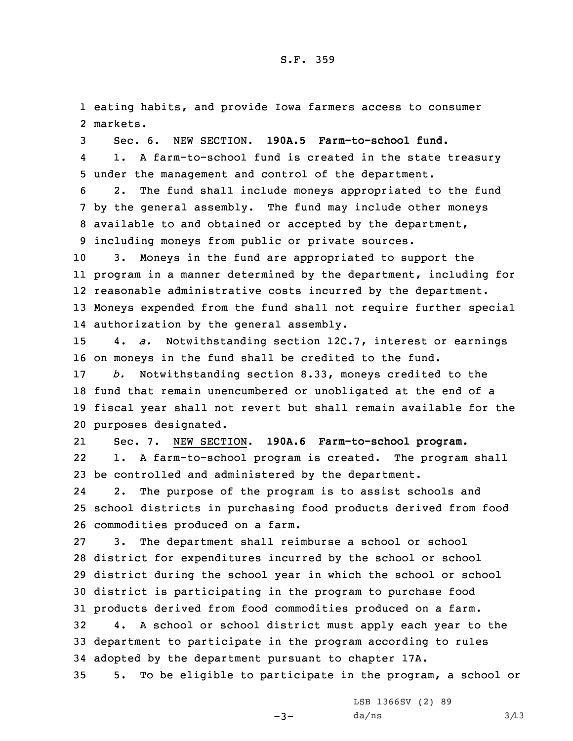eating habits, and provide Iowa farmers access to consumer markets.

Sec. 6. NEW SECTION. **190A.5 Farm-to-school fund.**

1. A farm-to-school fund is created in the state treasury under the management and control of the department.

2. The fund shall include moneys appropriated to the fund by the general assembly. The fund may include other moneys available to and obtained or accepted by the department, including moneys from public or private sources.

3. Moneys in the fund are appropriated to support the program in a manner determined by the department, including for reasonable administrative costs incurred by the department. Moneys expended from the fund shall not require further special authorization by the general assembly.

4. *a.* Notwithstanding section 12C.7, interest or earnings on moneys in the fund shall be credited to the fund.

*b.* Notwithstanding section 8.33, moneys credited to the fund that remain unencumbered or unobligated at the end of a fiscal year shall not revert but shall remain available for the purposes designated.

Sec. 7. NEW SECTION. **190A.6 Farm-to-school program.**

1. A farm-to-school program is created. The program shall be controlled and administered by the department.

2. The purpose of the program is to assist schools and school districts in purchasing food products derived from food commodities produced on a farm.

3. The department shall reimburse a school or school district for expenditures incurred by the school or school district during the school year in which the school or school district is participating in the program to purchase food products derived from food commodities produced on a farm.

4. A school or school district must apply each year to the department to participate in the program according to rules adopted by the department pursuant to chapter 17A.

5. To be eligible to participate in the program, a school or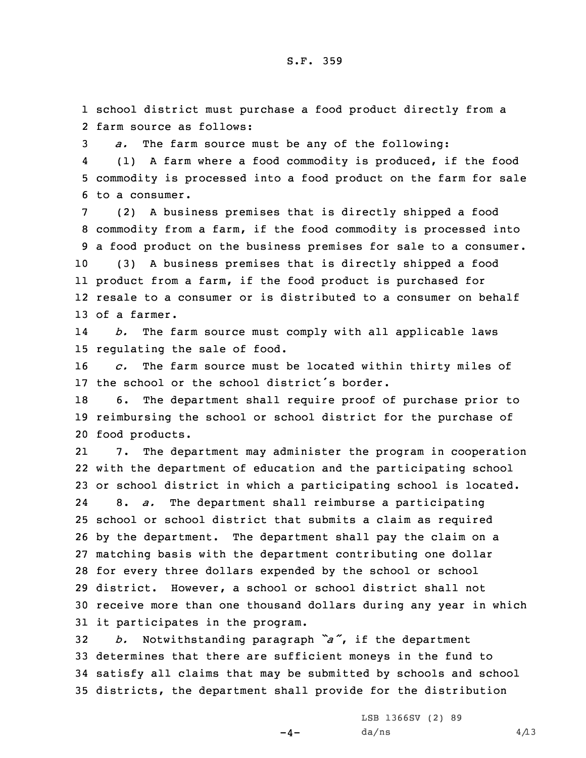school district must purchase a food product directly from a farm source as follows:

*a.* The farm source must be any of the following:

(1) A farm where a food commodity is produced, if the food commodity is processed into a food product on the farm for sale to a consumer.

(2) A business premises that is directly shipped a food commodity from a farm, if the food commodity is processed into a food product on the business premises for sale to a consumer.

(3) A business premises that is directly shipped a food product from a farm, if the food product is purchased for resale to a consumer or is distributed to a consumer on behalf of a farmer.

*b.* The farm source must comply with all applicable laws regulating the sale of food.

*c.* The farm source must be located within thirty miles of the school or the school district's border.

6. The department shall require proof of purchase prior to reimbursing the school or school district for the purchase of food products.

7. The department may administer the program in cooperation with the department of education and the participating school or school district in which a participating school is located.

8. *a.* The department shall reimburse a participating school or school district that submits a claim as required by the department. The department shall pay the claim on a matching basis with the department contributing one dollar for every three dollars expended by the school or school district. However, a school or school district shall not receive more than one thousand dollars during any year in which it participates in the program.

*b.* Notwithstanding paragraph *"a"*, if the department determines that there are sufficient moneys in the fund to satisfy all claims that may be submitted by schools and school districts, the department shall provide for the distribution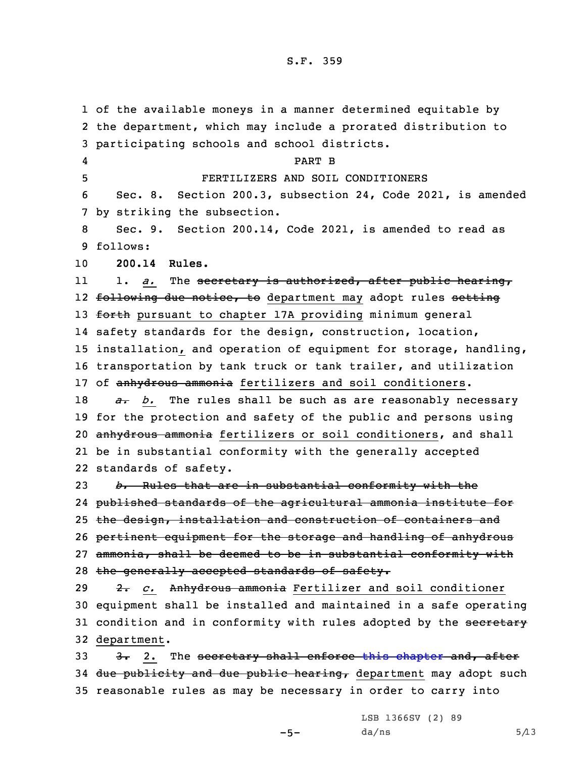of the available moneys in a manner determined equitable by the department, which may include a prorated distribution to participating schools and school districts.

PART B

FERTILIZERS AND SOIL CONDITIONERS

Sec. 8. Section 200.3, subsection 24, Code 2021, is amended by striking the subsection.

Sec. 9. Section 200.14, Code 2021, is amended to read as follows:

**200.14 Rules.**

1. *a.* The ~~secretary is authorized, after public hearing, following due notice, to~~ department may adopt rules ~~setting forth~~ pursuant to chapter 17A providing minimum general safety standards for the design, construction, location, installation, and operation of equipment for storage, handling, transportation by tank truck or tank trailer, and utilization of ~~anhydrous ammonia~~ fertilizers and soil conditioners.

~~a.~~ *b.* The rules shall be such as are reasonably necessary for the protection and safety of the public and persons using ~~anhydrous ammonia~~ fertilizers or soil conditioners, and shall be in substantial conformity with the generally accepted standards of safety.

~~*b.* Rules that are in substantial conformity with the published standards of the agricultural ammonia institute for the design, installation and construction of containers and pertinent equipment for the storage and handling of anhydrous ammonia, shall be deemed to be in substantial conformity with the generally accepted standards of safety.~~

~~2.~~ *c.* ~~Anhydrous ammonia~~ Fertilizer and soil conditioner equipment shall be installed and maintained in a safe operating condition and in conformity with rules adopted by the ~~secretary~~ department.

~~3.~~ 2. The ~~secretary shall enforce this chapter and, after due publicity and due public hearing,~~ department may adopt such reasonable rules as may be necessary in order to carry into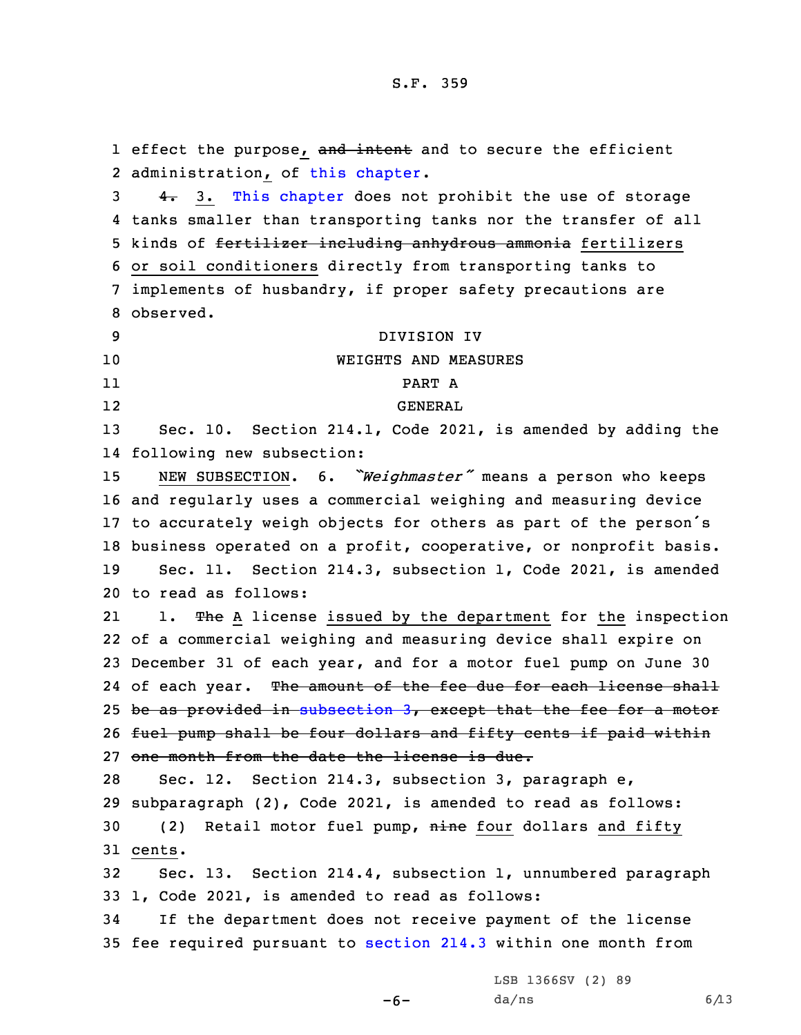effect the purpose, ~~and intent~~ and to secure the efficient administration, of this chapter.

~~4.~~ 3. This chapter does not prohibit the use of storage tanks smaller than transporting tanks nor the transfer of all kinds of ~~fertilizer including anhydrous ammonia~~ fertilizers or soil conditioners directly from transporting tanks to implements of husbandry, if proper safety precautions are observed.

DIVISION IV

WEIGHTS AND MEASURES

PART A

GENERAL

Sec. 10. Section 214.1, Code 2021, is amended by adding the following new subsection:

NEW SUBSECTION. 6. *"Weighmaster"* means a person who keeps and regularly uses a commercial weighing and measuring device to accurately weigh objects for others as part of the person's business operated on a profit, cooperative, or nonprofit basis.

Sec. 11. Section 214.3, subsection 1, Code 2021, is amended to read as follows:

1. ~~The~~ A license issued by the department for the inspection of a commercial weighing and measuring device shall expire on December 31 of each year, and for a motor fuel pump on June 30 of each year. ~~The amount of the fee due for each license shall be as provided in subsection 3, except that the fee for a motor fuel pump shall be four dollars and fifty cents if paid within one month from the date the license is due.~~

Sec. 12. Section 214.3, subsection 3, paragraph e, subparagraph (2), Code 2021, is amended to read as follows:

(2) Retail motor fuel pump, ~~nine~~ four dollars and fifty cents.

Sec. 13. Section 214.4, subsection 1, unnumbered paragraph 1, Code 2021, is amended to read as follows:

If the department does not receive payment of the license fee required pursuant to section 214.3 within one month from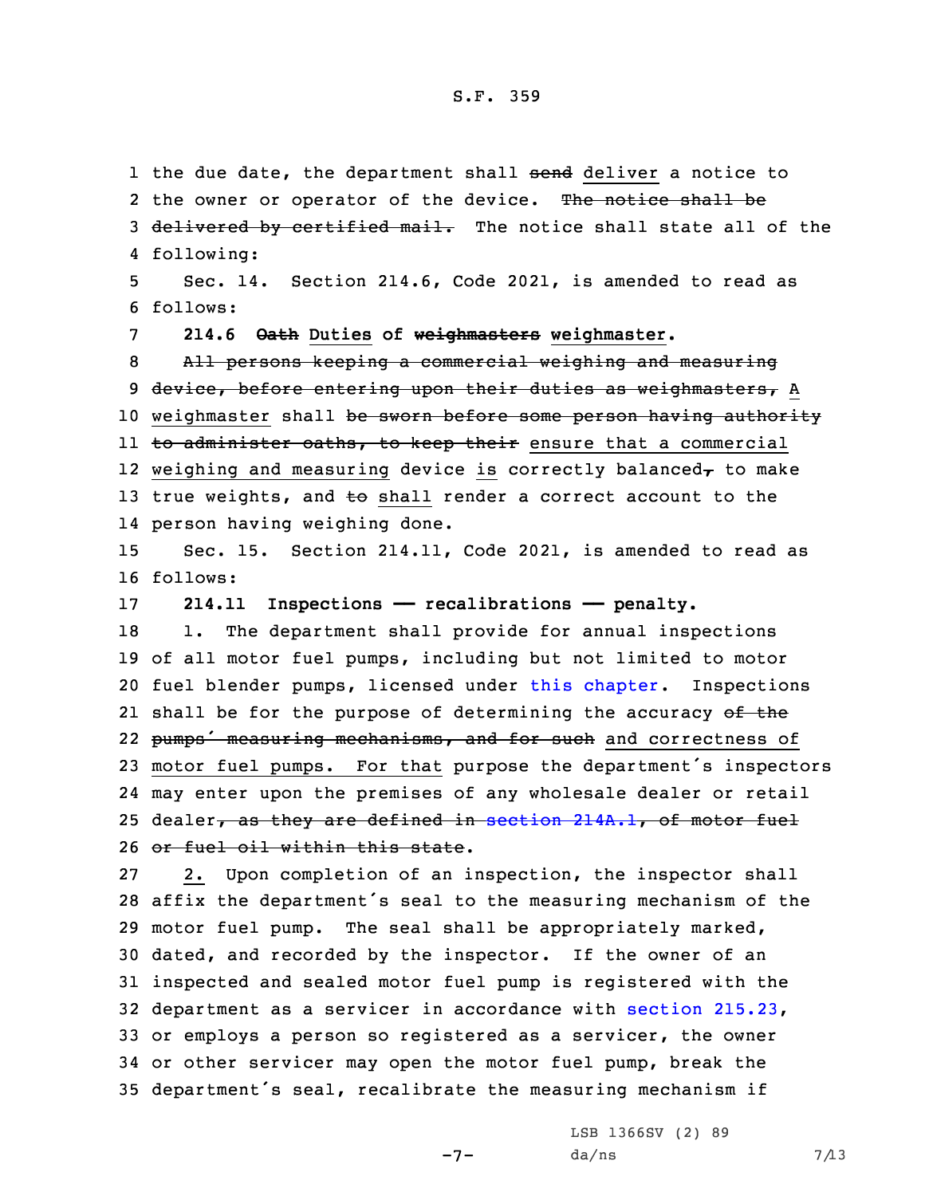the due date, the department shall ~~send~~ deliver a notice to the owner or operator of the device. ~~The notice shall be delivered by certified mail.~~ The notice shall state all of the following:

Sec. 14. Section 214.6, Code 2021, is amended to read as follows:

**214.6 ~~Oath~~ Duties of ~~weighmasters~~ weighmaster.**

~~All persons keeping a commercial weighing and measuring device, before entering upon their duties as weighmasters,~~ A weighmaster shall ~~be sworn before some person having authority to administer oaths, to keep their~~ ensure that a commercial weighing and measuring device is correctly balanced~~,~~ to make true weights, and ~~to~~ shall render a correct account to the person having weighing done.

Sec. 15. Section 214.11, Code 2021, is amended to read as follows:

**214.11 Inspections —— recalibrations —— penalty.**

1. The department shall provide for annual inspections of all motor fuel pumps, including but not limited to motor fuel blender pumps, licensed under this chapter. Inspections shall be for the purpose of determining the accuracy ~~of the pumps' measuring mechanisms, and for such~~ and correctness of motor fuel pumps. For that purpose the department's inspectors may enter upon the premises of any wholesale dealer or retail dealer~~, as they are defined in section 214A.1, of motor fuel or fuel oil within this state~~.

2. Upon completion of an inspection, the inspector shall affix the department's seal to the measuring mechanism of the motor fuel pump. The seal shall be appropriately marked, dated, and recorded by the inspector. If the owner of an inspected and sealed motor fuel pump is registered with the department as a servicer in accordance with section 215.23, or employs a person so registered as a servicer, the owner or other servicer may open the motor fuel pump, break the department's seal, recalibrate the measuring mechanism if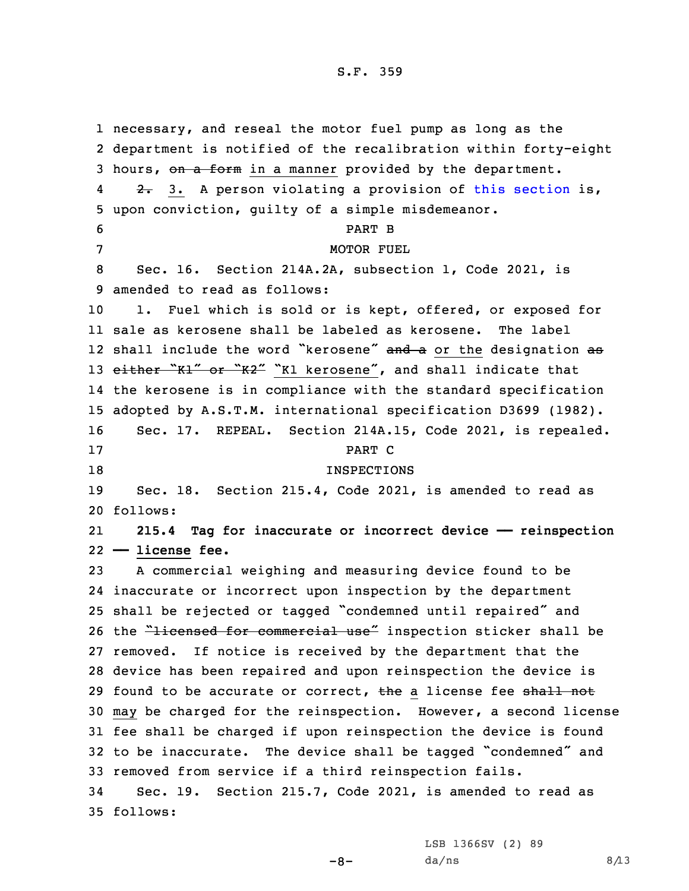necessary, and reseal the motor fuel pump as long as the department is notified of the recalibration within forty-eight hours, ~~on a form~~ in a manner provided by the department.

~~2.~~ 3. A person violating a provision of this section is, upon conviction, guilty of a simple misdemeanor.

PART B

MOTOR FUEL

Sec. 16. Section 214A.2A, subsection 1, Code 2021, is amended to read as follows:

1. Fuel which is sold or is kept, offered, or exposed for sale as kerosene shall be labeled as kerosene. The label shall include the word "kerosene" ~~and a~~ or the designation ~~as either "K1" or "K2"~~ "K1 kerosene", and shall indicate that the kerosene is in compliance with the standard specification adopted by A.S.T.M. international specification D3699 (1982).

Sec. 17. REPEAL. Section 214A.15, Code 2021, is repealed.

PART C

INSPECTIONS

Sec. 18. Section 215.4, Code 2021, is amended to read as follows:

**215.4 Tag for inaccurate or incorrect device — reinspection — license fee.**

A commercial weighing and measuring device found to be inaccurate or incorrect upon inspection by the department shall be rejected or tagged "condemned until repaired" and the ~~"licensed for commercial use"~~ inspection sticker shall be removed. If notice is received by the department that the device has been repaired and upon reinspection the device is found to be accurate or correct, ~~the~~ a license fee ~~shall not~~ may be charged for the reinspection. However, a second license fee shall be charged if upon reinspection the device is found to be inaccurate. The device shall be tagged "condemned" and removed from service if a third reinspection fails.

Sec. 19. Section 215.7, Code 2021, is amended to read as follows: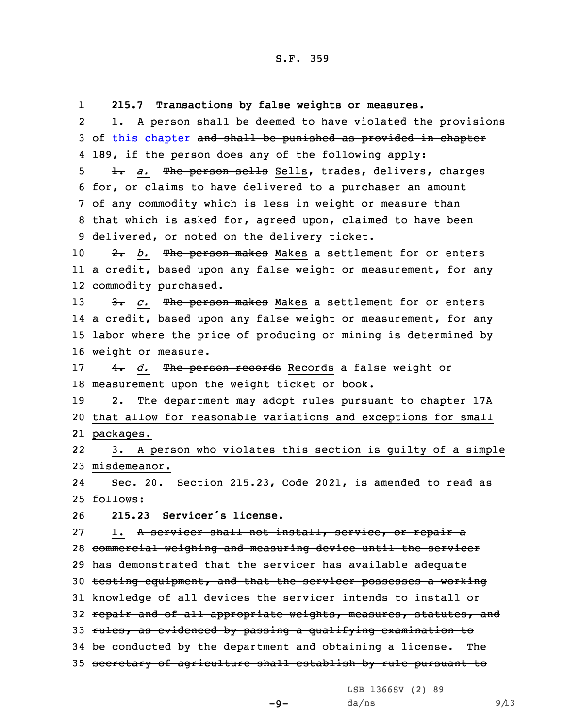**215.7 Transactions by false weights or measures.**

1. A person shall be deemed to have violated the provisions of this chapter ~~and shall be punished as provided in chapter 189,~~ if the person does any of the following ~~apply~~:

~~1.~~ *a.* ~~The person sells~~ Sells, trades, delivers, charges for, or claims to have delivered to a purchaser an amount of any commodity which is less in weight or measure than that which is asked for, agreed upon, claimed to have been delivered, or noted on the delivery ticket.

~~2.~~ *b.* ~~The person makes~~ Makes a settlement for or enters a credit, based upon any false weight or measurement, for any commodity purchased.

~~3.~~ *c.* ~~The person makes~~ Makes a settlement for or enters a credit, based upon any false weight or measurement, for any labor where the price of producing or mining is determined by weight or measure.

~~4.~~ *d.* ~~The person records~~ Records a false weight or measurement upon the weight ticket or book.

2. The department may adopt rules pursuant to chapter 17A that allow for reasonable variations and exceptions for small packages.

3. A person who violates this section is guilty of a simple misdemeanor.

Sec. 20. Section 215.23, Code 2021, is amended to read as follows:

**215.23 Servicer's license.**

1. ~~A servicer shall not install, service, or repair a commercial weighing and measuring device until the servicer has demonstrated that the servicer has available adequate testing equipment, and that the servicer possesses a working knowledge of all devices the servicer intends to install or repair and of all appropriate weights, measures, statutes, and rules, as evidenced by passing a qualifying examination to be conducted by the department and obtaining a license. The secretary of agriculture shall establish by rule pursuant to~~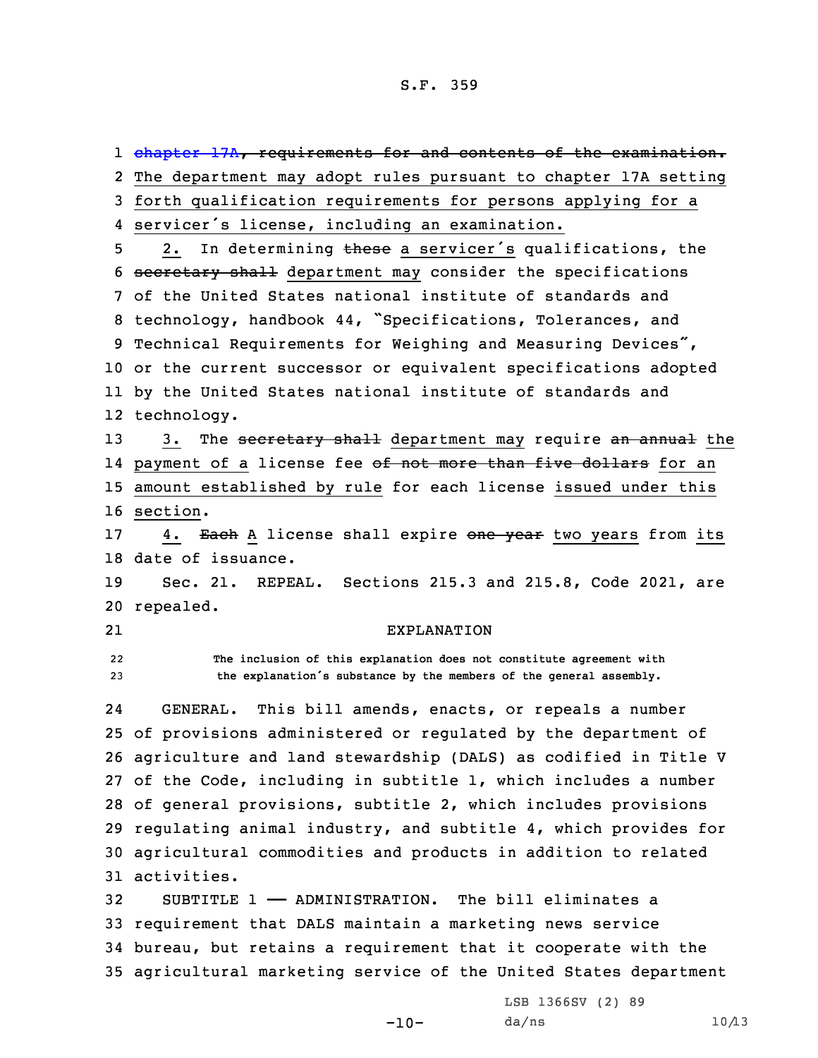~~chapter 17A, requirements for and contents of the examination.~~ The department may adopt rules pursuant to chapter 17A setting forth qualification requirements for persons applying for a servicer's license, including an examination.

2. In determining ~~these~~ a servicer's qualifications, the ~~secretary shall~~ department may consider the specifications of the United States national institute of standards and technology, handbook 44, "Specifications, Tolerances, and Technical Requirements for Weighing and Measuring Devices", or the current successor or equivalent specifications adopted by the United States national institute of standards and technology.

3. The ~~secretary shall~~ department may require ~~an annual~~ the payment of a license fee ~~of not more than five dollars~~ for an amount established by rule for each license issued under this section.

4. ~~Each~~ A license shall expire ~~one year~~ two years from its date of issuance.

Sec. 21. REPEAL. Sections 215.3 and 215.8, Code 2021, are repealed.

EXPLANATION

The inclusion of this explanation does not constitute agreement with the explanation's substance by the members of the general assembly.

GENERAL. This bill amends, enacts, or repeals a number of provisions administered or regulated by the department of agriculture and land stewardship (DALS) as codified in Title V of the Code, including in subtitle 1, which includes a number of general provisions, subtitle 2, which includes provisions regulating animal industry, and subtitle 4, which provides for agricultural commodities and products in addition to related activities.

SUBTITLE 1 —— ADMINISTRATION. The bill eliminates a requirement that DALS maintain a marketing news service bureau, but retains a requirement that it cooperate with the agricultural marketing service of the United States department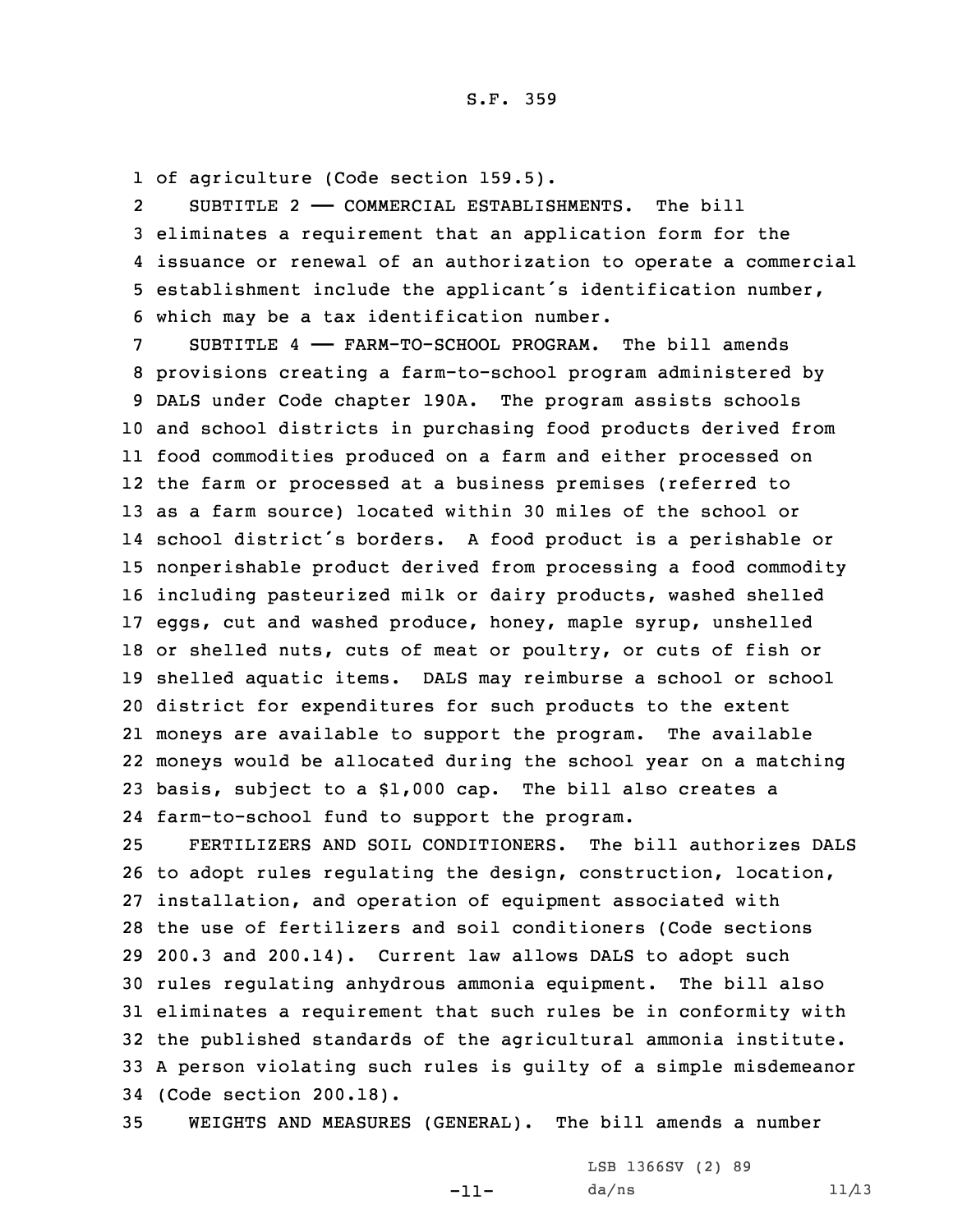of agriculture (Code section 159.5).

SUBTITLE 2 —— COMMERCIAL ESTABLISHMENTS. The bill eliminates a requirement that an application form for the issuance or renewal of an authorization to operate a commercial establishment include the applicant's identification number, which may be a tax identification number.

SUBTITLE 4 —— FARM-TO-SCHOOL PROGRAM. The bill amends provisions creating a farm-to-school program administered by DALS under Code chapter 190A. The program assists schools and school districts in purchasing food products derived from food commodities produced on a farm and either processed on the farm or processed at a business premises (referred to as a farm source) located within 30 miles of the school or school district's borders. A food product is a perishable or nonperishable product derived from processing a food commodity including pasteurized milk or dairy products, washed shelled eggs, cut and washed produce, honey, maple syrup, unshelled or shelled nuts, cuts of meat or poultry, or cuts of fish or shelled aquatic items. DALS may reimburse a school or school district for expenditures for such products to the extent moneys are available to support the program. The available moneys would be allocated during the school year on a matching basis, subject to a $1,000 cap. The bill also creates a farm-to-school fund to support the program.

FERTILIZERS AND SOIL CONDITIONERS. The bill authorizes DALS to adopt rules regulating the design, construction, location, installation, and operation of equipment associated with the use of fertilizers and soil conditioners (Code sections 200.3 and 200.14). Current law allows DALS to adopt such rules regulating anhydrous ammonia equipment. The bill also eliminates a requirement that such rules be in conformity with the published standards of the agricultural ammonia institute. A person violating such rules is guilty of a simple misdemeanor (Code section 200.18).

WEIGHTS AND MEASURES (GENERAL). The bill amends a number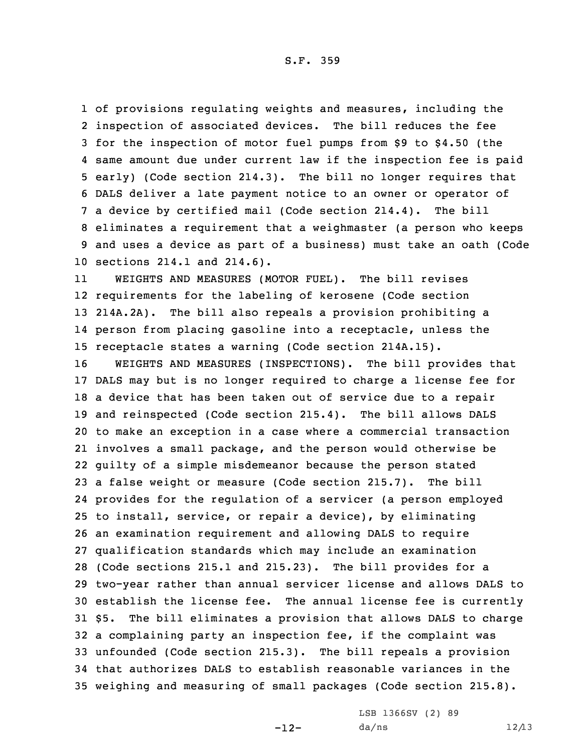of provisions regulating weights and measures, including the inspection of associated devices. The bill reduces the fee for the inspection of motor fuel pumps from $9 to $4.50 (the same amount due under current law if the inspection fee is paid early) (Code section 214.3). The bill no longer requires that DALS deliver a late payment notice to an owner or operator of a device by certified mail (Code section 214.4). The bill eliminates a requirement that a weighmaster (a person who keeps and uses a device as part of a business) must take an oath (Code sections 214.1 and 214.6).

WEIGHTS AND MEASURES (MOTOR FUEL). The bill revises requirements for the labeling of kerosene (Code section 214A.2A). The bill also repeals a provision prohibiting a person from placing gasoline into a receptacle, unless the receptacle states a warning (Code section 214A.15).

WEIGHTS AND MEASURES (INSPECTIONS). The bill provides that DALS may but is no longer required to charge a license fee for a device that has been taken out of service due to a repair and reinspected (Code section 215.4). The bill allows DALS to make an exception in a case where a commercial transaction involves a small package, and the person would otherwise be guilty of a simple misdemeanor because the person stated a false weight or measure (Code section 215.7). The bill provides for the regulation of a servicer (a person employed to install, service, or repair a device), by eliminating an examination requirement and allowing DALS to require qualification standards which may include an examination (Code sections 215.1 and 215.23). The bill provides for a two-year rather than annual servicer license and allows DALS to establish the license fee. The annual license fee is currently $5. The bill eliminates a provision that allows DALS to charge a complaining party an inspection fee, if the complaint was unfounded (Code section 215.3). The bill repeals a provision that authorizes DALS to establish reasonable variances in the weighing and measuring of small packages (Code section 215.8).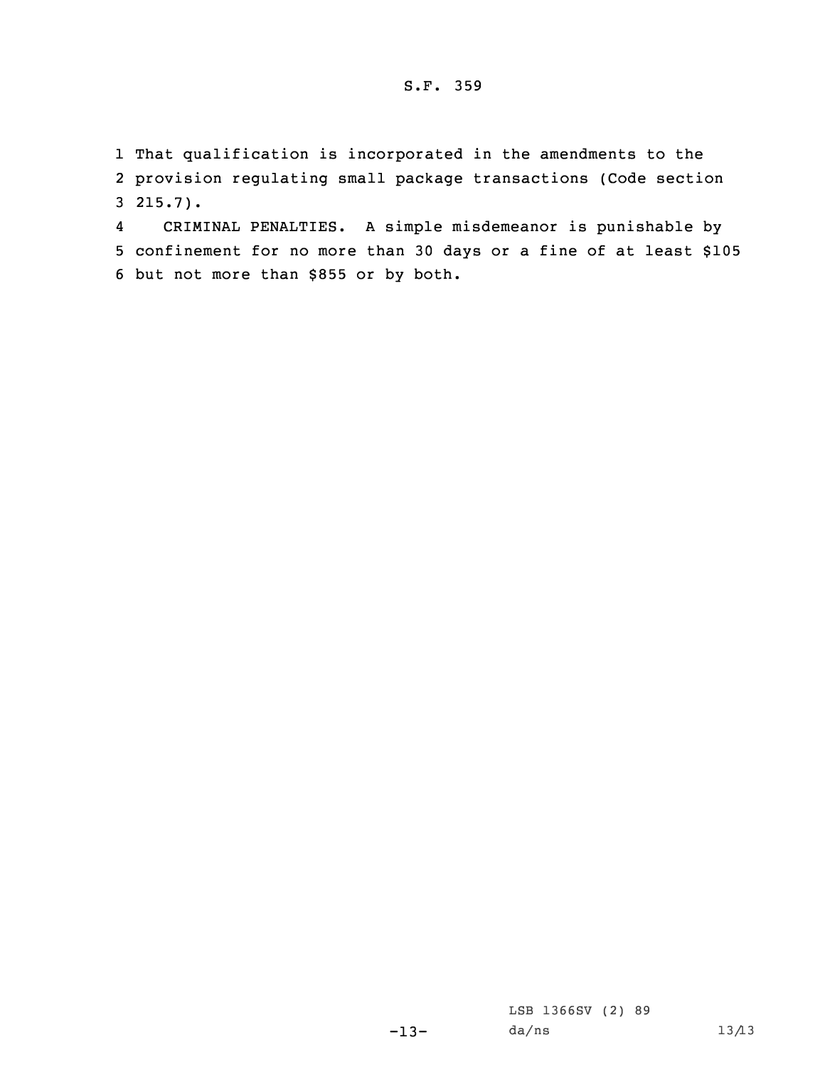That qualification is incorporated in the amendments to the provision regulating small package transactions (Code section 215.7).

CRIMINAL PENALTIES. A simple misdemeanor is punishable by confinement for no more than 30 days or a fine of at least $105 but not more than $855 or by both.